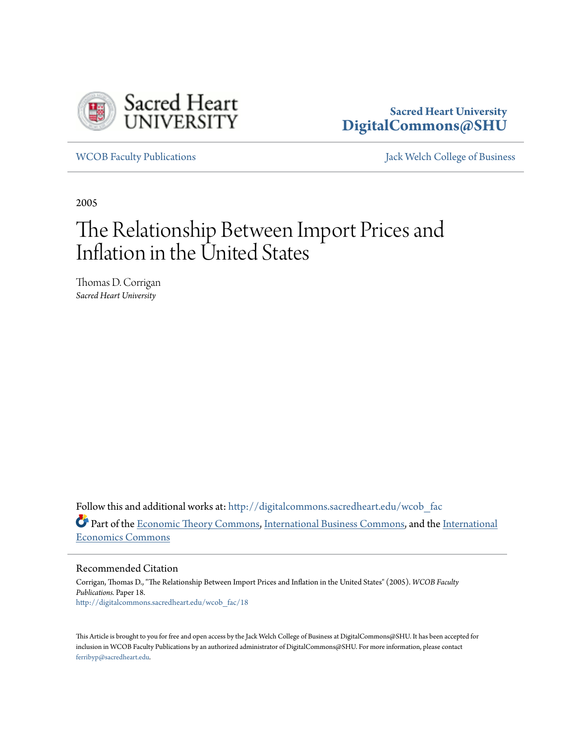Sacred Heart University
**DigitalCommons@SHU**

WCOB Faculty Publications | Jack Welch College of Business

2005

# The Relationship Between Import Prices and Inflation in the United States

Thomas D. Corrigan
*Sacred Heart University*

Follow this and additional works at: http://digitalcommons.sacredheart.edu/wcob_fac

Part of the Economic Theory Commons, International Business Commons, and the International Economics Commons

## Recommended Citation

Corrigan, Thomas D., "The Relationship Between Import Prices and Inflation in the United States" (2005). *WCOB Faculty Publications.* Paper 18.
http://digitalcommons.sacredheart.edu/wcob_fac/18

This Article is brought to you for free and open access by the Jack Welch College of Business at DigitalCommons@SHU. It has been accepted for inclusion in WCOB Faculty Publications by an authorized administrator of DigitalCommons@SHU. For more information, please contact ferribyp@sacredheart.edu.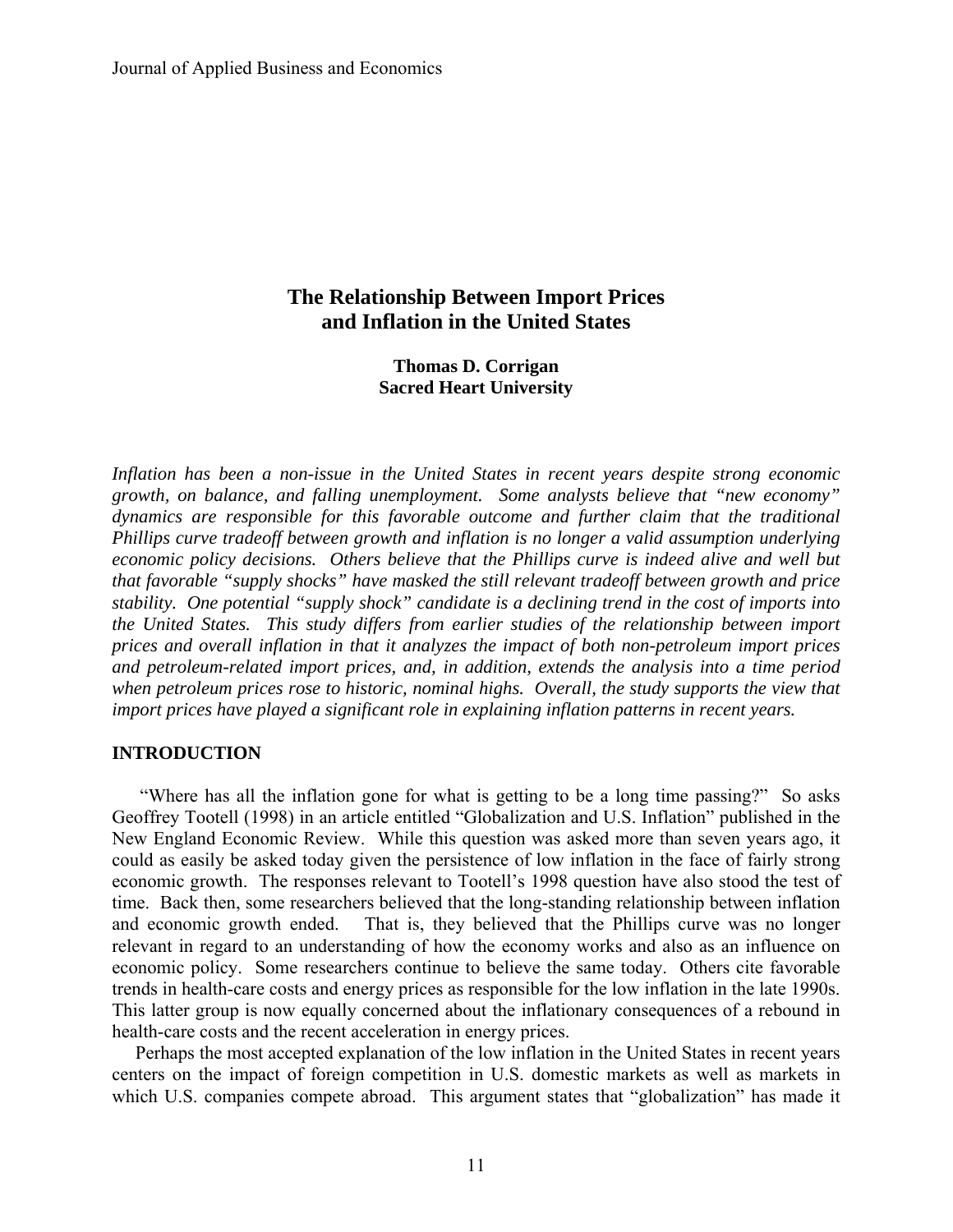# The Relationship Between Import Prices and Inflation in the United States

**Thomas D. Corrigan**
**Sacred Heart University**

*Inflation has been a non-issue in the United States in recent years despite strong economic growth, on balance, and falling unemployment. Some analysts believe that "new economy" dynamics are responsible for this favorable outcome and further claim that the traditional Phillips curve tradeoff between growth and inflation is no longer a valid assumption underlying economic policy decisions. Others believe that the Phillips curve is indeed alive and well but that favorable "supply shocks" have masked the still relevant tradeoff between growth and price stability. One potential "supply shock" candidate is a declining trend in the cost of imports into the United States. This study differs from earlier studies of the relationship between import prices and overall inflation in that it analyzes the impact of both non-petroleum import prices and petroleum-related import prices, and, in addition, extends the analysis into a time period when petroleum prices rose to historic, nominal highs. Overall, the study supports the view that import prices have played a significant role in explaining inflation patterns in recent years.*

## INTRODUCTION

"Where has all the inflation gone for what is getting to be a long time passing?" So asks Geoffrey Tootell (1998) in an article entitled "Globalization and U.S. Inflation" published in the New England Economic Review. While this question was asked more than seven years ago, it could as easily be asked today given the persistence of low inflation in the face of fairly strong economic growth. The responses relevant to Tootell's 1998 question have also stood the test of time. Back then, some researchers believed that the long-standing relationship between inflation and economic growth ended. That is, they believed that the Phillips curve was no longer relevant in regard to an understanding of how the economy works and also as an influence on economic policy. Some researchers continue to believe the same today. Others cite favorable trends in health-care costs and energy prices as responsible for the low inflation in the late 1990s. This latter group is now equally concerned about the inflationary consequences of a rebound in health-care costs and the recent acceleration in energy prices.

Perhaps the most accepted explanation of the low inflation in the United States in recent years centers on the impact of foreign competition in U.S. domestic markets as well as markets in which U.S. companies compete abroad. This argument states that "globalization" has made it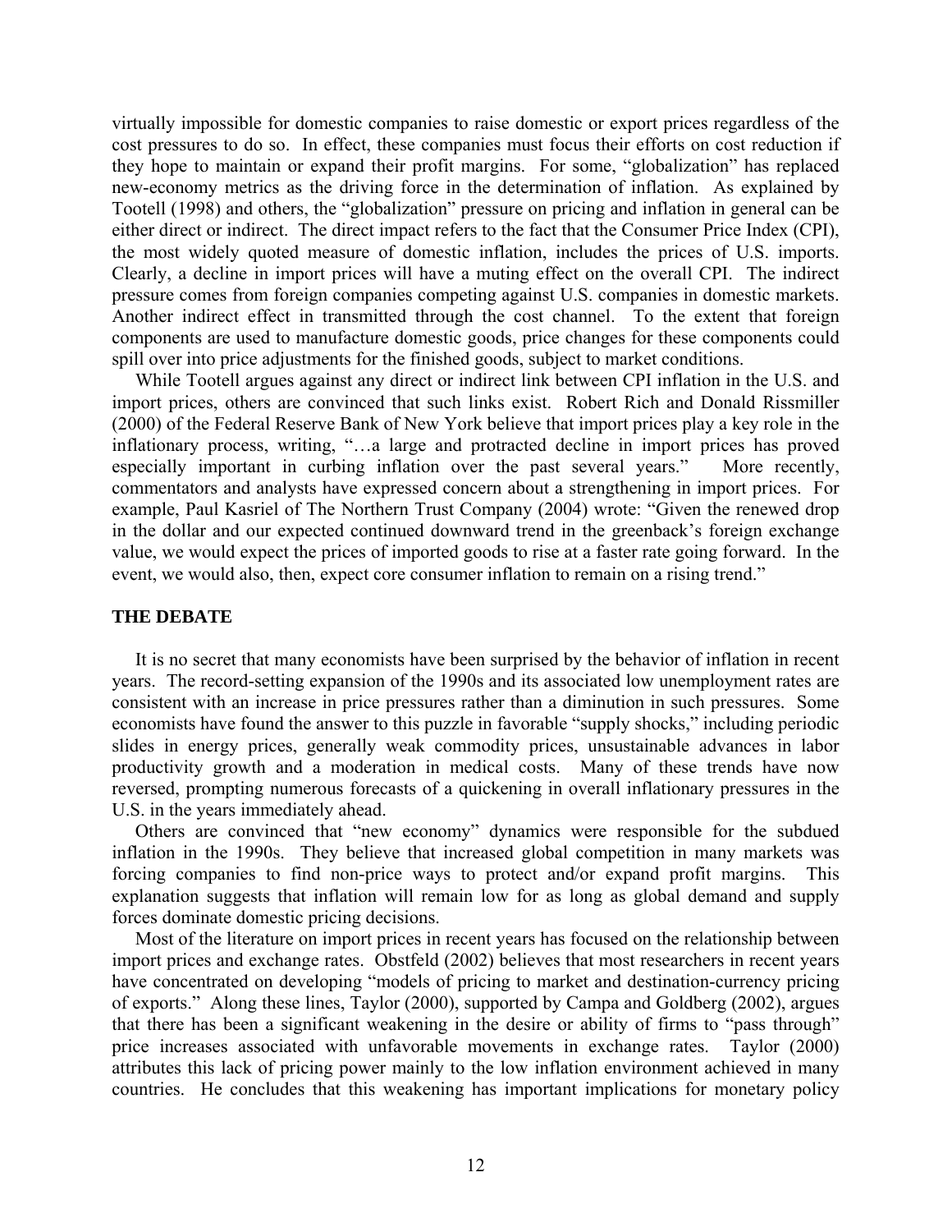virtually impossible for domestic companies to raise domestic or export prices regardless of the cost pressures to do so. In effect, these companies must focus their efforts on cost reduction if they hope to maintain or expand their profit margins. For some, "globalization" has replaced new-economy metrics as the driving force in the determination of inflation. As explained by Tootell (1998) and others, the "globalization" pressure on pricing and inflation in general can be either direct or indirect. The direct impact refers to the fact that the Consumer Price Index (CPI), the most widely quoted measure of domestic inflation, includes the prices of U.S. imports. Clearly, a decline in import prices will have a muting effect on the overall CPI. The indirect pressure comes from foreign companies competing against U.S. companies in domestic markets. Another indirect effect in transmitted through the cost channel. To the extent that foreign components are used to manufacture domestic goods, price changes for these components could spill over into price adjustments for the finished goods, subject to market conditions.

While Tootell argues against any direct or indirect link between CPI inflation in the U.S. and import prices, others are convinced that such links exist. Robert Rich and Donald Rissmiller (2000) of the Federal Reserve Bank of New York believe that import prices play a key role in the inflationary process, writing, "…a large and protracted decline in import prices has proved especially important in curbing inflation over the past several years." More recently, commentators and analysts have expressed concern about a strengthening in import prices. For example, Paul Kasriel of The Northern Trust Company (2004) wrote: "Given the renewed drop in the dollar and our expected continued downward trend in the greenback's foreign exchange value, we would expect the prices of imported goods to rise at a faster rate going forward. In the event, we would also, then, expect core consumer inflation to remain on a rising trend."

## THE DEBATE

It is no secret that many economists have been surprised by the behavior of inflation in recent years. The record-setting expansion of the 1990s and its associated low unemployment rates are consistent with an increase in price pressures rather than a diminution in such pressures. Some economists have found the answer to this puzzle in favorable "supply shocks," including periodic slides in energy prices, generally weak commodity prices, unsustainable advances in labor productivity growth and a moderation in medical costs. Many of these trends have now reversed, prompting numerous forecasts of a quickening in overall inflationary pressures in the U.S. in the years immediately ahead.

Others are convinced that "new economy" dynamics were responsible for the subdued inflation in the 1990s. They believe that increased global competition in many markets was forcing companies to find non-price ways to protect and/or expand profit margins. This explanation suggests that inflation will remain low for as long as global demand and supply forces dominate domestic pricing decisions.

Most of the literature on import prices in recent years has focused on the relationship between import prices and exchange rates. Obstfeld (2002) believes that most researchers in recent years have concentrated on developing "models of pricing to market and destination-currency pricing of exports." Along these lines, Taylor (2000), supported by Campa and Goldberg (2002), argues that there has been a significant weakening in the desire or ability of firms to "pass through" price increases associated with unfavorable movements in exchange rates. Taylor (2000) attributes this lack of pricing power mainly to the low inflation environment achieved in many countries. He concludes that this weakening has important implications for monetary policy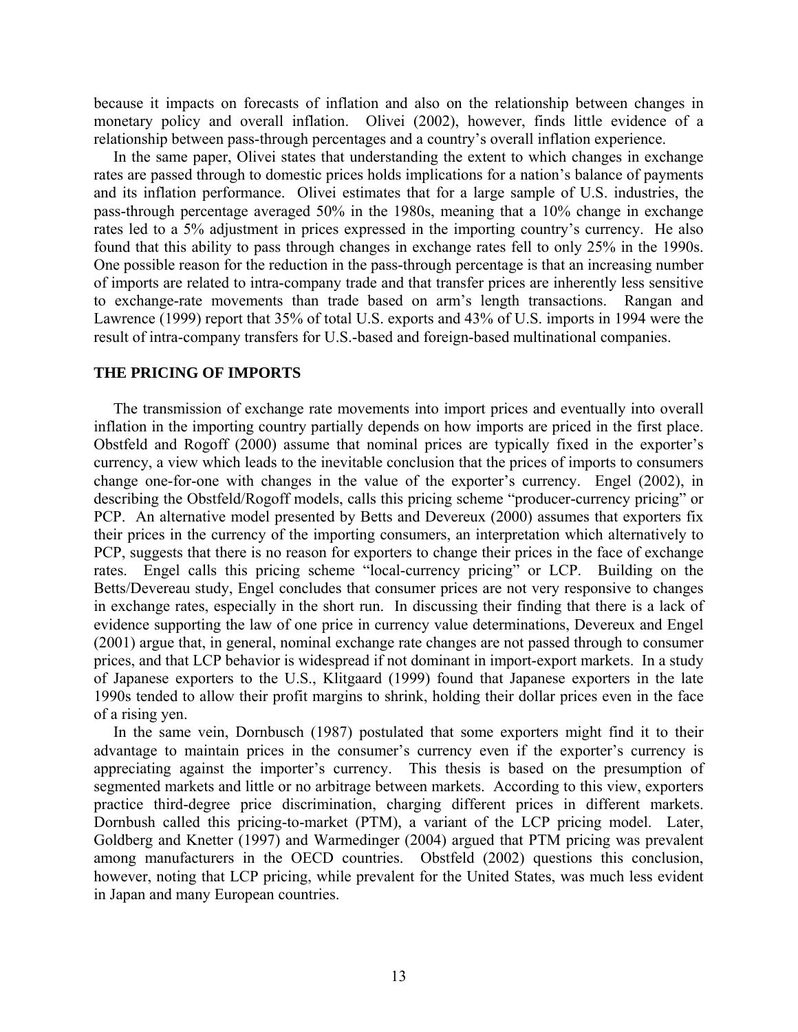because it impacts on forecasts of inflation and also on the relationship between changes in monetary policy and overall inflation. Olivei (2002), however, finds little evidence of a relationship between pass-through percentages and a country's overall inflation experience.

In the same paper, Olivei states that understanding the extent to which changes in exchange rates are passed through to domestic prices holds implications for a nation's balance of payments and its inflation performance. Olivei estimates that for a large sample of U.S. industries, the pass-through percentage averaged 50% in the 1980s, meaning that a 10% change in exchange rates led to a 5% adjustment in prices expressed in the importing country's currency. He also found that this ability to pass through changes in exchange rates fell to only 25% in the 1990s. One possible reason for the reduction in the pass-through percentage is that an increasing number of imports are related to intra-company trade and that transfer prices are inherently less sensitive to exchange-rate movements than trade based on arm's length transactions. Rangan and Lawrence (1999) report that 35% of total U.S. exports and 43% of U.S. imports in 1994 were the result of intra-company transfers for U.S.-based and foreign-based multinational companies.

## THE PRICING OF IMPORTS

The transmission of exchange rate movements into import prices and eventually into overall inflation in the importing country partially depends on how imports are priced in the first place. Obstfeld and Rogoff (2000) assume that nominal prices are typically fixed in the exporter's currency, a view which leads to the inevitable conclusion that the prices of imports to consumers change one-for-one with changes in the value of the exporter's currency. Engel (2002), in describing the Obstfeld/Rogoff models, calls this pricing scheme "producer-currency pricing" or PCP. An alternative model presented by Betts and Devereux (2000) assumes that exporters fix their prices in the currency of the importing consumers, an interpretation which alternatively to PCP, suggests that there is no reason for exporters to change their prices in the face of exchange rates. Engel calls this pricing scheme "local-currency pricing" or LCP. Building on the Betts/Devereau study, Engel concludes that consumer prices are not very responsive to changes in exchange rates, especially in the short run. In discussing their finding that there is a lack of evidence supporting the law of one price in currency value determinations, Devereux and Engel (2001) argue that, in general, nominal exchange rate changes are not passed through to consumer prices, and that LCP behavior is widespread if not dominant in import-export markets. In a study of Japanese exporters to the U.S., Klitgaard (1999) found that Japanese exporters in the late 1990s tended to allow their profit margins to shrink, holding their dollar prices even in the face of a rising yen.

In the same vein, Dornbusch (1987) postulated that some exporters might find it to their advantage to maintain prices in the consumer's currency even if the exporter's currency is appreciating against the importer's currency. This thesis is based on the presumption of segmented markets and little or no arbitrage between markets. According to this view, exporters practice third-degree price discrimination, charging different prices in different markets. Dornbush called this pricing-to-market (PTM), a variant of the LCP pricing model. Later, Goldberg and Knetter (1997) and Warmedinger (2004) argued that PTM pricing was prevalent among manufacturers in the OECD countries. Obstfeld (2002) questions this conclusion, however, noting that LCP pricing, while prevalent for the United States, was much less evident in Japan and many European countries.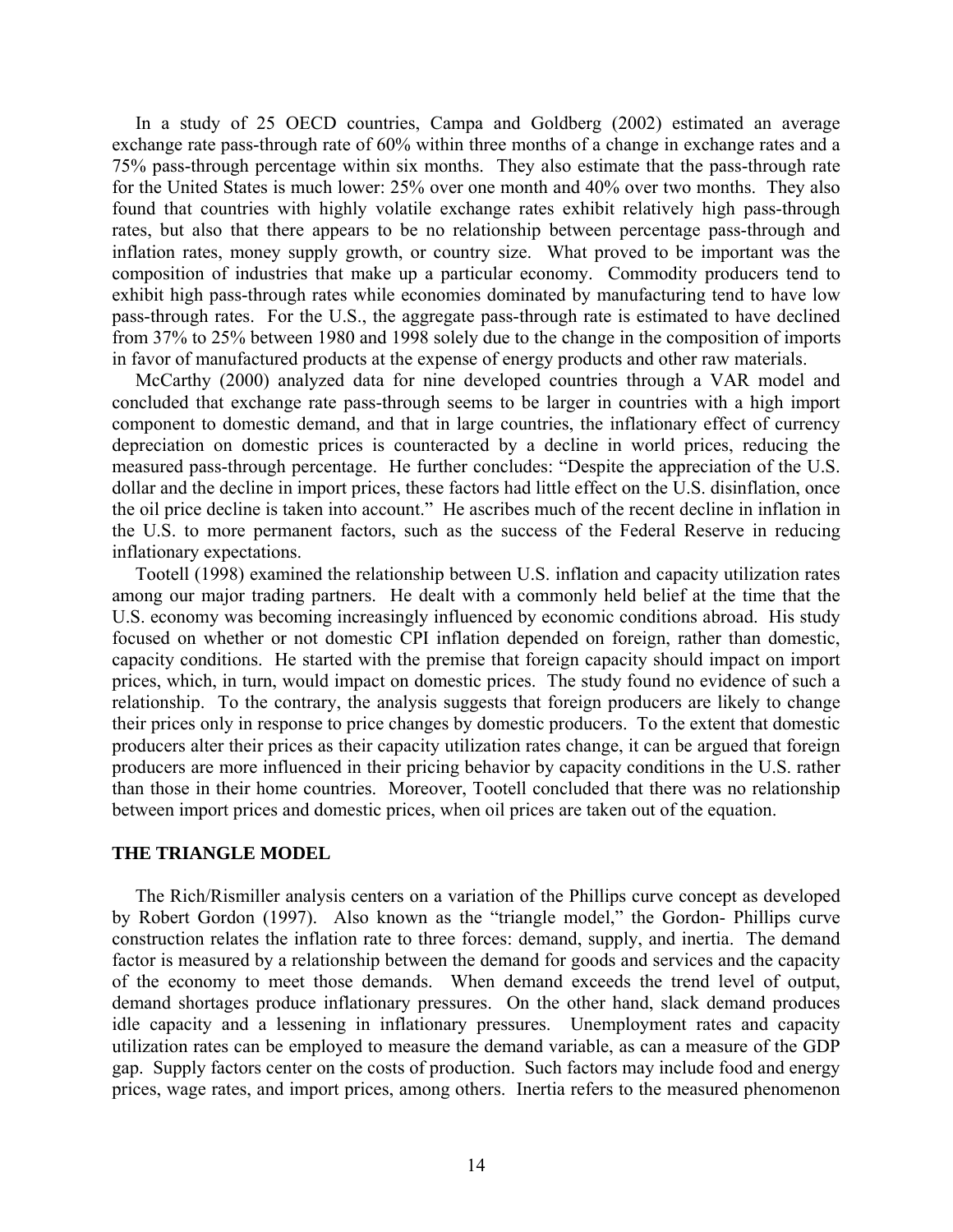In a study of 25 OECD countries, Campa and Goldberg (2002) estimated an average exchange rate pass-through rate of 60% within three months of a change in exchange rates and a 75% pass-through percentage within six months. They also estimate that the pass-through rate for the United States is much lower: 25% over one month and 40% over two months. They also found that countries with highly volatile exchange rates exhibit relatively high pass-through rates, but also that there appears to be no relationship between percentage pass-through and inflation rates, money supply growth, or country size. What proved to be important was the composition of industries that make up a particular economy. Commodity producers tend to exhibit high pass-through rates while economies dominated by manufacturing tend to have low pass-through rates. For the U.S., the aggregate pass-through rate is estimated to have declined from 37% to 25% between 1980 and 1998 solely due to the change in the composition of imports in favor of manufactured products at the expense of energy products and other raw materials.

McCarthy (2000) analyzed data for nine developed countries through a VAR model and concluded that exchange rate pass-through seems to be larger in countries with a high import component to domestic demand, and that in large countries, the inflationary effect of currency depreciation on domestic prices is counteracted by a decline in world prices, reducing the measured pass-through percentage. He further concludes: "Despite the appreciation of the U.S. dollar and the decline in import prices, these factors had little effect on the U.S. disinflation, once the oil price decline is taken into account." He ascribes much of the recent decline in inflation in the U.S. to more permanent factors, such as the success of the Federal Reserve in reducing inflationary expectations.

Tootell (1998) examined the relationship between U.S. inflation and capacity utilization rates among our major trading partners. He dealt with a commonly held belief at the time that the U.S. economy was becoming increasingly influenced by economic conditions abroad. His study focused on whether or not domestic CPI inflation depended on foreign, rather than domestic, capacity conditions. He started with the premise that foreign capacity should impact on import prices, which, in turn, would impact on domestic prices. The study found no evidence of such a relationship. To the contrary, the analysis suggests that foreign producers are likely to change their prices only in response to price changes by domestic producers. To the extent that domestic producers alter their prices as their capacity utilization rates change, it can be argued that foreign producers are more influenced in their pricing behavior by capacity conditions in the U.S. rather than those in their home countries. Moreover, Tootell concluded that there was no relationship between import prices and domestic prices, when oil prices are taken out of the equation.

## THE TRIANGLE MODEL

The Rich/Rismiller analysis centers on a variation of the Phillips curve concept as developed by Robert Gordon (1997). Also known as the "triangle model," the Gordon- Phillips curve construction relates the inflation rate to three forces: demand, supply, and inertia. The demand factor is measured by a relationship between the demand for goods and services and the capacity of the economy to meet those demands. When demand exceeds the trend level of output, demand shortages produce inflationary pressures. On the other hand, slack demand produces idle capacity and a lessening in inflationary pressures. Unemployment rates and capacity utilization rates can be employed to measure the demand variable, as can a measure of the GDP gap. Supply factors center on the costs of production. Such factors may include food and energy prices, wage rates, and import prices, among others. Inertia refers to the measured phenomenon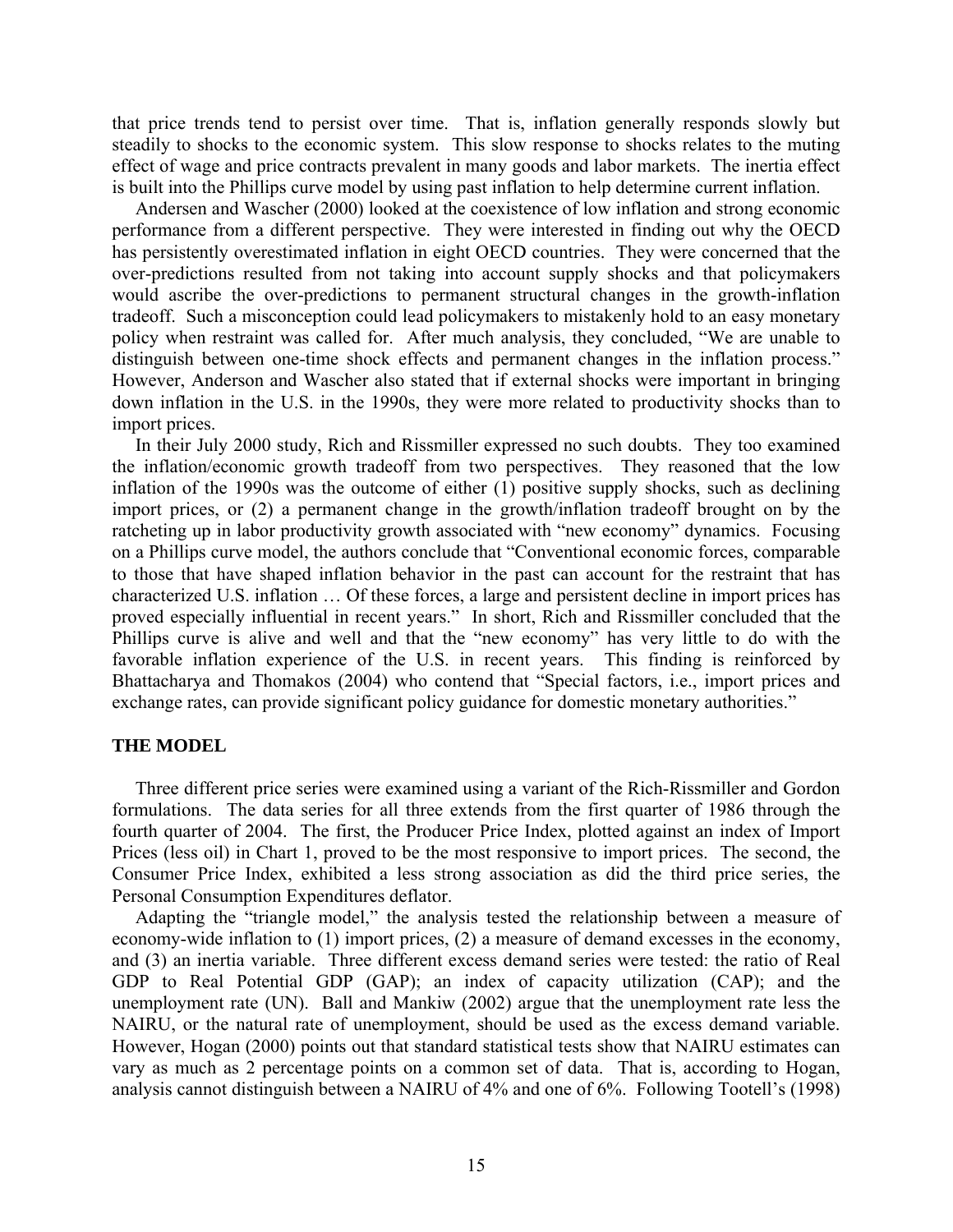that price trends tend to persist over time. That is, inflation generally responds slowly but steadily to shocks to the economic system. This slow response to shocks relates to the muting effect of wage and price contracts prevalent in many goods and labor markets. The inertia effect is built into the Phillips curve model by using past inflation to help determine current inflation.

Andersen and Wascher (2000) looked at the coexistence of low inflation and strong economic performance from a different perspective. They were interested in finding out why the OECD has persistently overestimated inflation in eight OECD countries. They were concerned that the over-predictions resulted from not taking into account supply shocks and that policymakers would ascribe the over-predictions to permanent structural changes in the growth-inflation tradeoff. Such a misconception could lead policymakers to mistakenly hold to an easy monetary policy when restraint was called for. After much analysis, they concluded, "We are unable to distinguish between one-time shock effects and permanent changes in the inflation process." However, Anderson and Wascher also stated that if external shocks were important in bringing down inflation in the U.S. in the 1990s, they were more related to productivity shocks than to import prices.

In their July 2000 study, Rich and Rissmiller expressed no such doubts. They too examined the inflation/economic growth tradeoff from two perspectives. They reasoned that the low inflation of the 1990s was the outcome of either (1) positive supply shocks, such as declining import prices, or (2) a permanent change in the growth/inflation tradeoff brought on by the ratcheting up in labor productivity growth associated with "new economy" dynamics. Focusing on a Phillips curve model, the authors conclude that "Conventional economic forces, comparable to those that have shaped inflation behavior in the past can account for the restraint that has characterized U.S. inflation … Of these forces, a large and persistent decline in import prices has proved especially influential in recent years." In short, Rich and Rissmiller concluded that the Phillips curve is alive and well and that the "new economy" has very little to do with the favorable inflation experience of the U.S. in recent years. This finding is reinforced by Bhattacharya and Thomakos (2004) who contend that "Special factors, i.e., import prices and exchange rates, can provide significant policy guidance for domestic monetary authorities."

## THE MODEL

Three different price series were examined using a variant of the Rich-Rissmiller and Gordon formulations. The data series for all three extends from the first quarter of 1986 through the fourth quarter of 2004. The first, the Producer Price Index, plotted against an index of Import Prices (less oil) in Chart 1, proved to be the most responsive to import prices. The second, the Consumer Price Index, exhibited a less strong association as did the third price series, the Personal Consumption Expenditures deflator.

Adapting the "triangle model," the analysis tested the relationship between a measure of economy-wide inflation to (1) import prices, (2) a measure of demand excesses in the economy, and (3) an inertia variable. Three different excess demand series were tested: the ratio of Real GDP to Real Potential GDP (GAP); an index of capacity utilization (CAP); and the unemployment rate (UN). Ball and Mankiw (2002) argue that the unemployment rate less the NAIRU, or the natural rate of unemployment, should be used as the excess demand variable. However, Hogan (2000) points out that standard statistical tests show that NAIRU estimates can vary as much as 2 percentage points on a common set of data. That is, according to Hogan, analysis cannot distinguish between a NAIRU of 4% and one of 6%. Following Tootell's (1998)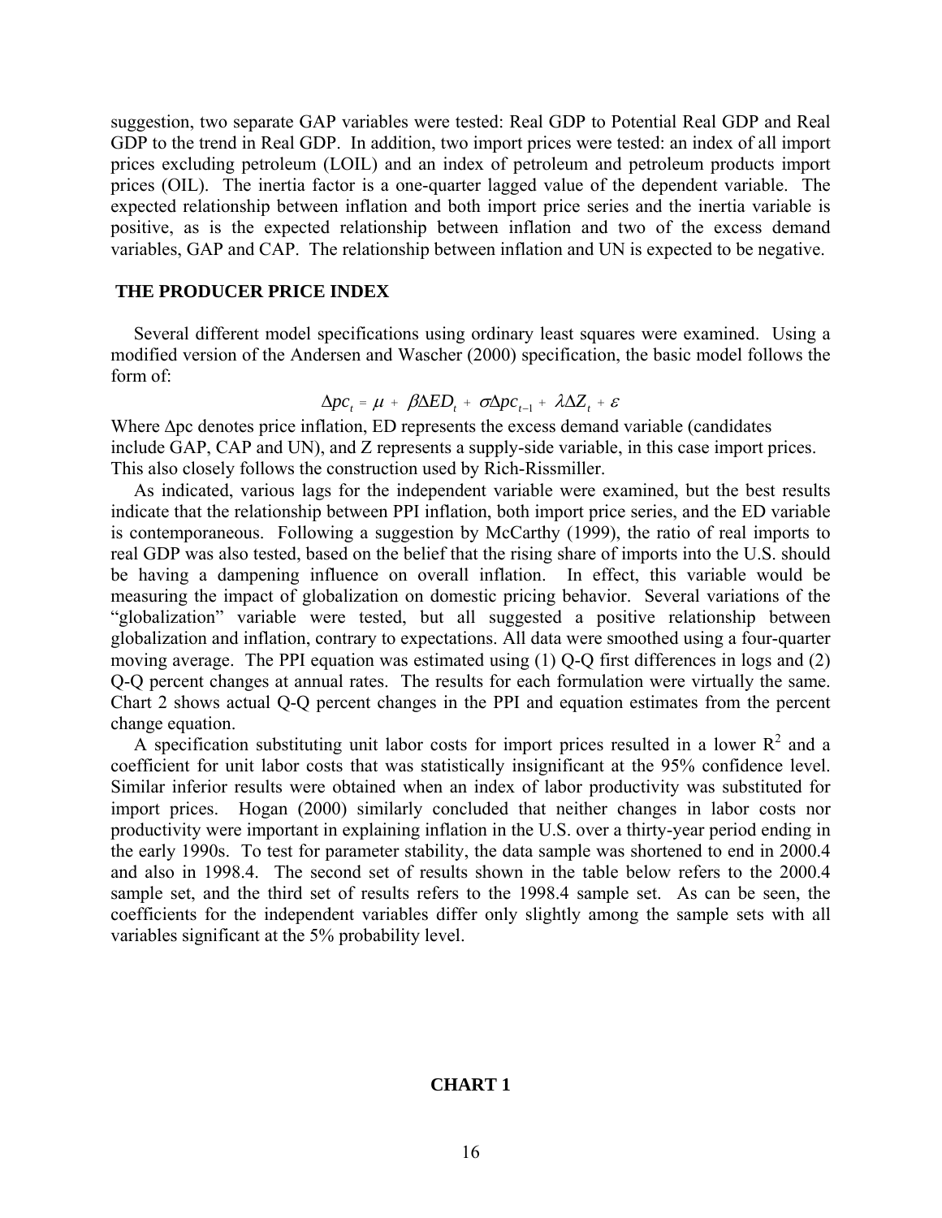suggestion, two separate GAP variables were tested: Real GDP to Potential Real GDP and Real GDP to the trend in Real GDP. In addition, two import prices were tested: an index of all import prices excluding petroleum (LOIL) and an index of petroleum and petroleum products import prices (OIL). The inertia factor is a one-quarter lagged value of the dependent variable. The expected relationship between inflation and both import price series and the inertia variable is positive, as is the expected relationship between inflation and two of the excess demand variables, GAP and CAP. The relationship between inflation and UN is expected to be negative.

## THE PRODUCER PRICE INDEX

Several different model specifications using ordinary least squares were examined. Using a modified version of the Andersen and Wascher (2000) specification, the basic model follows the form of:

$$\Delta pc_t = \mu + \beta \Delta ED_t + \sigma \Delta pc_{t-1} + \lambda \Delta Z_t + \varepsilon$$

Where $\Delta$pc denotes price inflation, ED represents the excess demand variable (candidates include GAP, CAP and UN), and Z represents a supply-side variable, in this case import prices. This also closely follows the construction used by Rich-Rissmiller.

As indicated, various lags for the independent variable were examined, but the best results indicate that the relationship between PPI inflation, both import price series, and the ED variable is contemporaneous. Following a suggestion by McCarthy (1999), the ratio of real imports to real GDP was also tested, based on the belief that the rising share of imports into the U.S. should be having a dampening influence on overall inflation. In effect, this variable would be measuring the impact of globalization on domestic pricing behavior. Several variations of the "globalization" variable were tested, but all suggested a positive relationship between globalization and inflation, contrary to expectations. All data were smoothed using a four-quarter moving average. The PPI equation was estimated using (1) Q-Q first differences in logs and (2) Q-Q percent changes at annual rates. The results for each formulation were virtually the same. Chart 2 shows actual Q-Q percent changes in the PPI and equation estimates from the percent change equation.

A specification substituting unit labor costs for import prices resulted in a lower $R^2$ and a coefficient for unit labor costs that was statistically insignificant at the 95% confidence level. Similar inferior results were obtained when an index of labor productivity was substituted for import prices. Hogan (2000) similarly concluded that neither changes in labor costs nor productivity were important in explaining inflation in the U.S. over a thirty-year period ending in the early 1990s. To test for parameter stability, the data sample was shortened to end in 2000.4 and also in 1998.4. The second set of results shown in the table below refers to the 2000.4 sample set, and the third set of results refers to the 1998.4 sample set. As can be seen, the coefficients for the independent variables differ only slightly among the sample sets with all variables significant at the 5% probability level.

**CHART 1**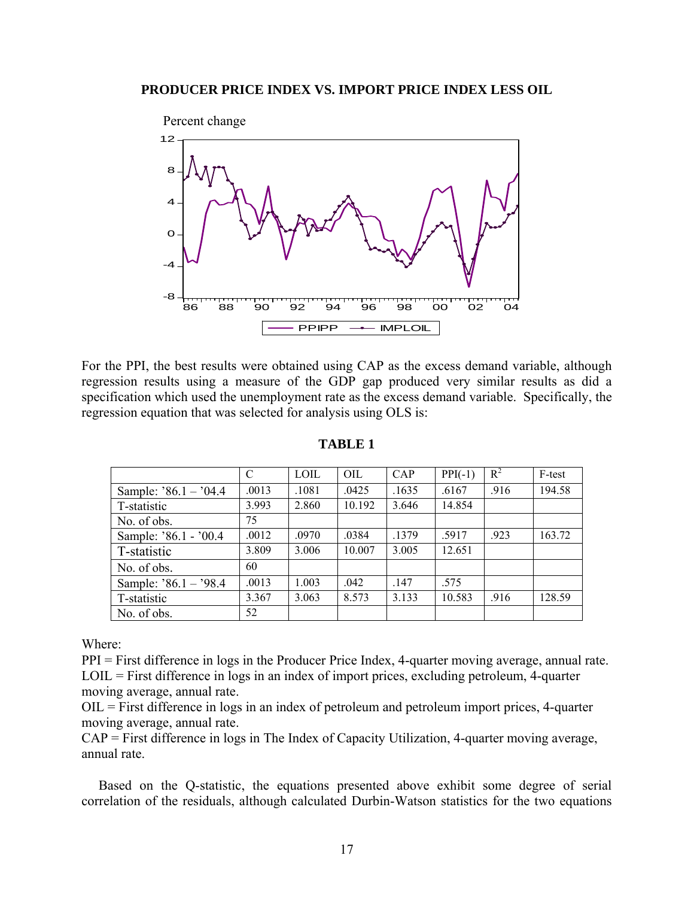**PRODUCER PRICE INDEX VS. IMPORT PRICE INDEX LESS OIL**

For the PPI, the best results were obtained using CAP as the excess demand variable, although regression results using a measure of the GDP gap produced very similar results as did a specification which used the unemployment rate as the excess demand variable. Specifically, the regression equation that was selected for analysis using OLS is:

**TABLE 1**

| | C | LOIL | OIL | CAP | PPI(-1) | $R^2$ | F-test |
|---|---|---|---|---|---|---|---|
| Sample: '86.1 – '04.4 | .0013 | .1081 | .0425 | .1635 | .6167 | .916 | 194.58 |
| T-statistic | 3.993 | 2.860 | 10.192 | 3.646 | 14.854 | | |
| No. of obs. | 75 | | | | | | |
| Sample: '86.1 - '00.4 | .0012 | .0970 | .0384 | .1379 | .5917 | .923 | 163.72 |
| T-statistic | 3.809 | 3.006 | 10.007 | 3.005 | 12.651 | | |
| No. of obs. | 60 | | | | | | |
| Sample: '86.1 – '98.4 | .0013 | 1.003 | .042 | .147 | .575 | | |
| T-statistic | 3.367 | 3.063 | 8.573 | 3.133 | 10.583 | .916 | 128.59 |
| No. of obs. | 52 | | | | | | |

Where:
PPI = First difference in logs in the Producer Price Index, 4-quarter moving average, annual rate.
LOIL = First difference in logs in an index of import prices, excluding petroleum, 4-quarter moving average, annual rate.
OIL = First difference in logs in an index of petroleum and petroleum import prices, 4-quarter moving average, annual rate.
CAP = First difference in logs in The Index of Capacity Utilization, 4-quarter moving average, annual rate.

Based on the Q-statistic, the equations presented above exhibit some degree of serial correlation of the residuals, although calculated Durbin-Watson statistics for the two equations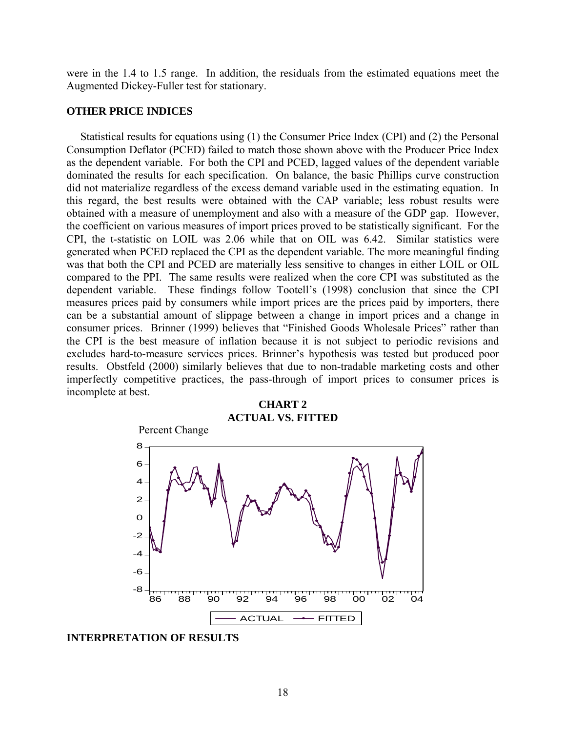were in the 1.4 to 1.5 range. In addition, the residuals from the estimated equations meet the Augmented Dickey-Fuller test for stationary.

## OTHER PRICE INDICES

Statistical results for equations using (1) the Consumer Price Index (CPI) and (2) the Personal Consumption Deflator (PCED) failed to match those shown above with the Producer Price Index as the dependent variable. For both the CPI and PCED, lagged values of the dependent variable dominated the results for each specification. On balance, the basic Phillips curve construction did not materialize regardless of the excess demand variable used in the estimating equation. In this regard, the best results were obtained with the CAP variable; less robust results were obtained with a measure of unemployment and also with a measure of the GDP gap. However, the coefficient on various measures of import prices proved to be statistically significant. For the CPI, the t-statistic on LOIL was 2.06 while that on OIL was 6.42. Similar statistics were generated when PCED replaced the CPI as the dependent variable. The more meaningful finding was that both the CPI and PCED are materially less sensitive to changes in either LOIL or OIL compared to the PPI. The same results were realized when the core CPI was substituted as the dependent variable. These findings follow Tootell's (1998) conclusion that since the CPI measures prices paid by consumers while import prices are the prices paid by importers, there can be a substantial amount of slippage between a change in import prices and a change in consumer prices. Brinner (1999) believes that "Finished Goods Wholesale Prices" rather than the CPI is the best measure of inflation because it is not subject to periodic revisions and excludes hard-to-measure services prices. Brinner's hypothesis was tested but produced poor results. Obstfeld (2000) similarly believes that due to non-tradable marketing costs and other imperfectly competitive practices, the pass-through of import prices to consumer prices is incomplete at best.

**CHART 2**
**ACTUAL VS. FITTED**

## INTERPRETATION OF RESULTS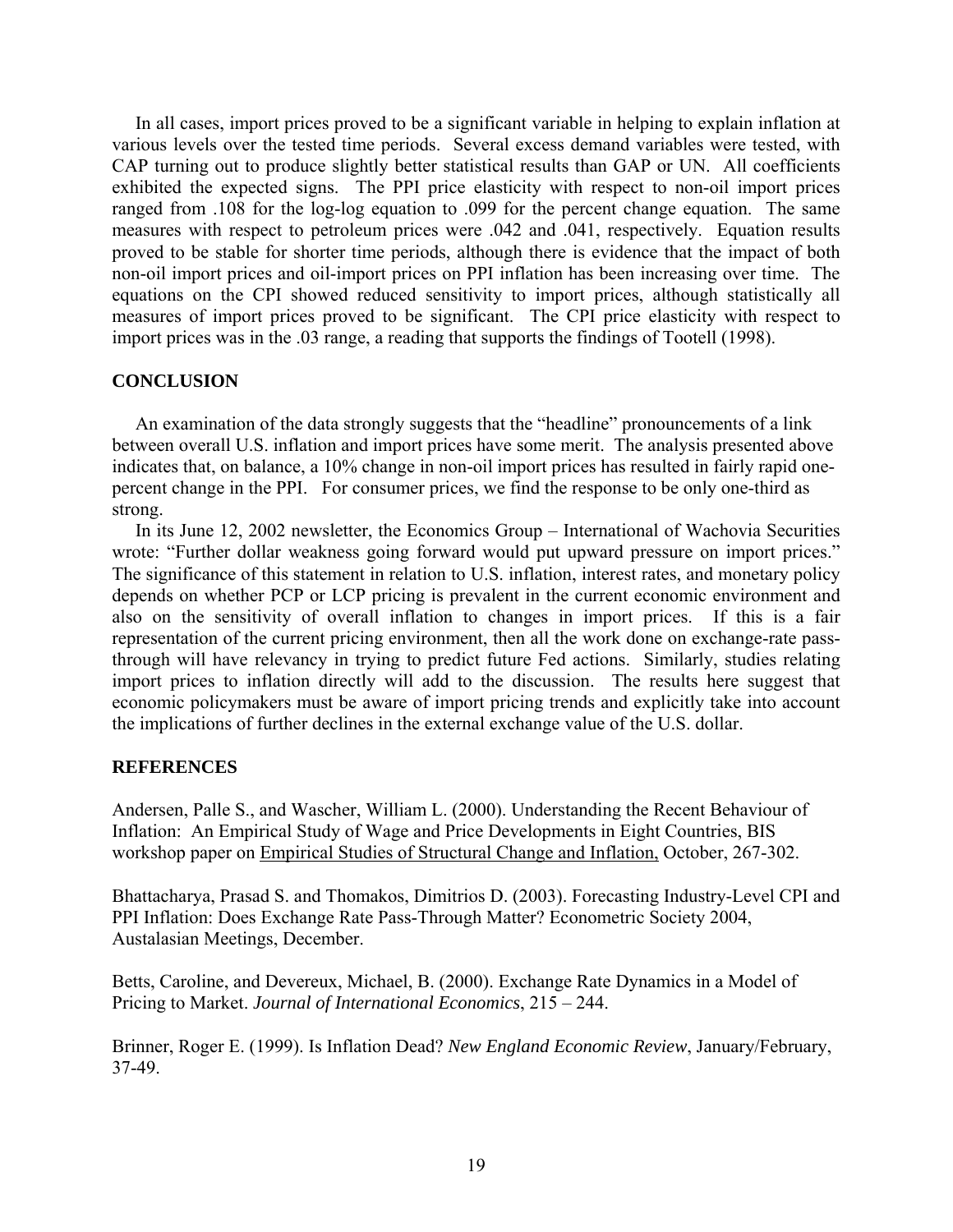In all cases, import prices proved to be a significant variable in helping to explain inflation at various levels over the tested time periods. Several excess demand variables were tested, with CAP turning out to produce slightly better statistical results than GAP or UN. All coefficients exhibited the expected signs. The PPI price elasticity with respect to non-oil import prices ranged from .108 for the log-log equation to .099 for the percent change equation. The same measures with respect to petroleum prices were .042 and .041, respectively. Equation results proved to be stable for shorter time periods, although there is evidence that the impact of both non-oil import prices and oil-import prices on PPI inflation has been increasing over time. The equations on the CPI showed reduced sensitivity to import prices, although statistically all measures of import prices proved to be significant. The CPI price elasticity with respect to import prices was in the .03 range, a reading that supports the findings of Tootell (1998).

## CONCLUSION

An examination of the data strongly suggests that the "headline" pronouncements of a link between overall U.S. inflation and import prices have some merit. The analysis presented above indicates that, on balance, a 10% change in non-oil import prices has resulted in fairly rapid one-percent change in the PPI. For consumer prices, we find the response to be only one-third as strong.

In its June 12, 2002 newsletter, the Economics Group – International of Wachovia Securities wrote: "Further dollar weakness going forward would put upward pressure on import prices." The significance of this statement in relation to U.S. inflation, interest rates, and monetary policy depends on whether PCP or LCP pricing is prevalent in the current economic environment and also on the sensitivity of overall inflation to changes in import prices. If this is a fair representation of the current pricing environment, then all the work done on exchange-rate pass-through will have relevancy in trying to predict future Fed actions. Similarly, studies relating import prices to inflation directly will add to the discussion. The results here suggest that economic policymakers must be aware of import pricing trends and explicitly take into account the implications of further declines in the external exchange value of the U.S. dollar.

## REFERENCES

Andersen, Palle S., and Wascher, William L. (2000). Understanding the Recent Behaviour of Inflation: An Empirical Study of Wage and Price Developments in Eight Countries, BIS workshop paper on Empirical Studies of Structural Change and Inflation, October, 267-302.

Bhattacharya, Prasad S. and Thomakos, Dimitrios D. (2003). Forecasting Industry-Level CPI and PPI Inflation: Does Exchange Rate Pass-Through Matter? Econometric Society 2004, Austalasian Meetings, December.

Betts, Caroline, and Devereux, Michael, B. (2000). Exchange Rate Dynamics in a Model of Pricing to Market. *Journal of International Economics*, 215 – 244.

Brinner, Roger E. (1999). Is Inflation Dead? *New England Economic Review*, January/February, 37-49.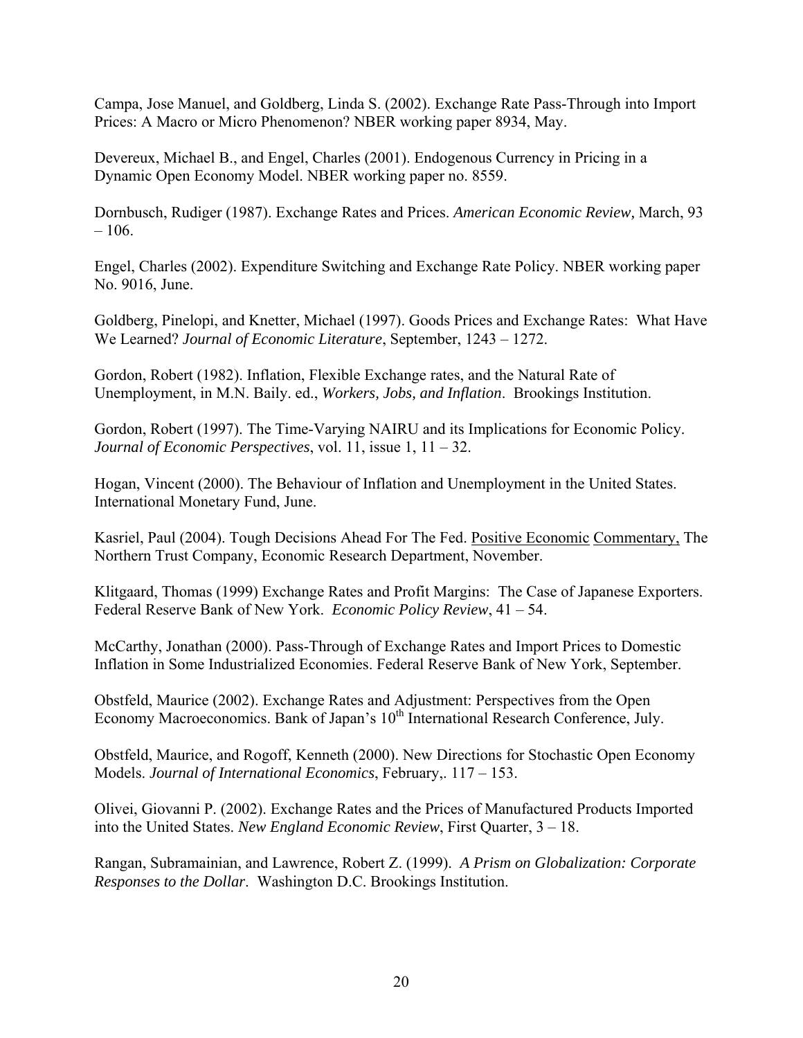Campa, Jose Manuel, and Goldberg, Linda S. (2002). Exchange Rate Pass-Through into Import Prices: A Macro or Micro Phenomenon? NBER working paper 8934, May.

Devereux, Michael B., and Engel, Charles (2001). Endogenous Currency in Pricing in a Dynamic Open Economy Model. NBER working paper no. 8559.

Dornbusch, Rudiger (1987). Exchange Rates and Prices. *American Economic Review,* March, 93 – 106.

Engel, Charles (2002). Expenditure Switching and Exchange Rate Policy. NBER working paper No. 9016, June.

Goldberg, Pinelopi, and Knetter, Michael (1997). Goods Prices and Exchange Rates: What Have We Learned? *Journal of Economic Literature*, September, 1243 – 1272.

Gordon, Robert (1982). Inflation, Flexible Exchange rates, and the Natural Rate of Unemployment, in M.N. Baily. ed., *Workers, Jobs, and Inflation*. Brookings Institution.

Gordon, Robert (1997). The Time-Varying NAIRU and its Implications for Economic Policy. *Journal of Economic Perspectives*, vol. 11, issue 1, 11 – 32.

Hogan, Vincent (2000). The Behaviour of Inflation and Unemployment in the United States. International Monetary Fund, June.

Kasriel, Paul (2004). Tough Decisions Ahead For The Fed. Positive Economic Commentary, The Northern Trust Company, Economic Research Department, November.

Klitgaard, Thomas (1999) Exchange Rates and Profit Margins: The Case of Japanese Exporters. Federal Reserve Bank of New York. *Economic Policy Review*, 41 – 54.

McCarthy, Jonathan (2000). Pass-Through of Exchange Rates and Import Prices to Domestic Inflation in Some Industrialized Economies. Federal Reserve Bank of New York, September.

Obstfeld, Maurice (2002). Exchange Rates and Adjustment: Perspectives from the Open Economy Macroeconomics. Bank of Japan's 10th International Research Conference, July.

Obstfeld, Maurice, and Rogoff, Kenneth (2000). New Directions for Stochastic Open Economy Models. *Journal of International Economics*, February,. 117 – 153.

Olivei, Giovanni P. (2002). Exchange Rates and the Prices of Manufactured Products Imported into the United States. *New England Economic Review*, First Quarter, 3 – 18.

Rangan, Subramainian, and Lawrence, Robert Z. (1999). *A Prism on Globalization: Corporate Responses to the Dollar*. Washington D.C. Brookings Institution.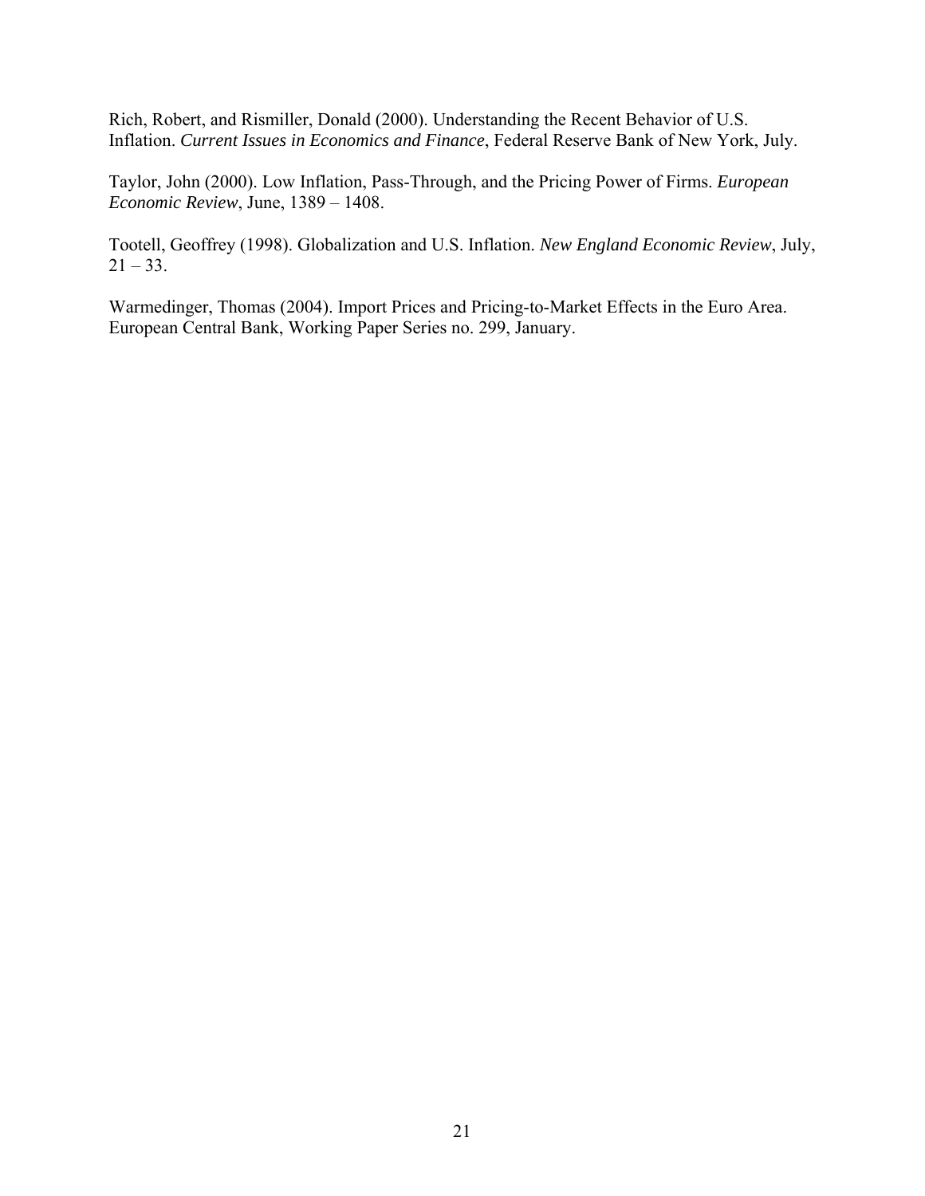Rich, Robert, and Rismiller, Donald (2000). Understanding the Recent Behavior of U.S. Inflation. *Current Issues in Economics and Finance*, Federal Reserve Bank of New York, July.

Taylor, John (2000). Low Inflation, Pass-Through, and the Pricing Power of Firms. *European Economic Review*, June, 1389 – 1408.

Tootell, Geoffrey (1998). Globalization and U.S. Inflation. *New England Economic Review*, July, 21 – 33.

Warmedinger, Thomas (2004). Import Prices and Pricing-to-Market Effects in the Euro Area. European Central Bank, Working Paper Series no. 299, January.